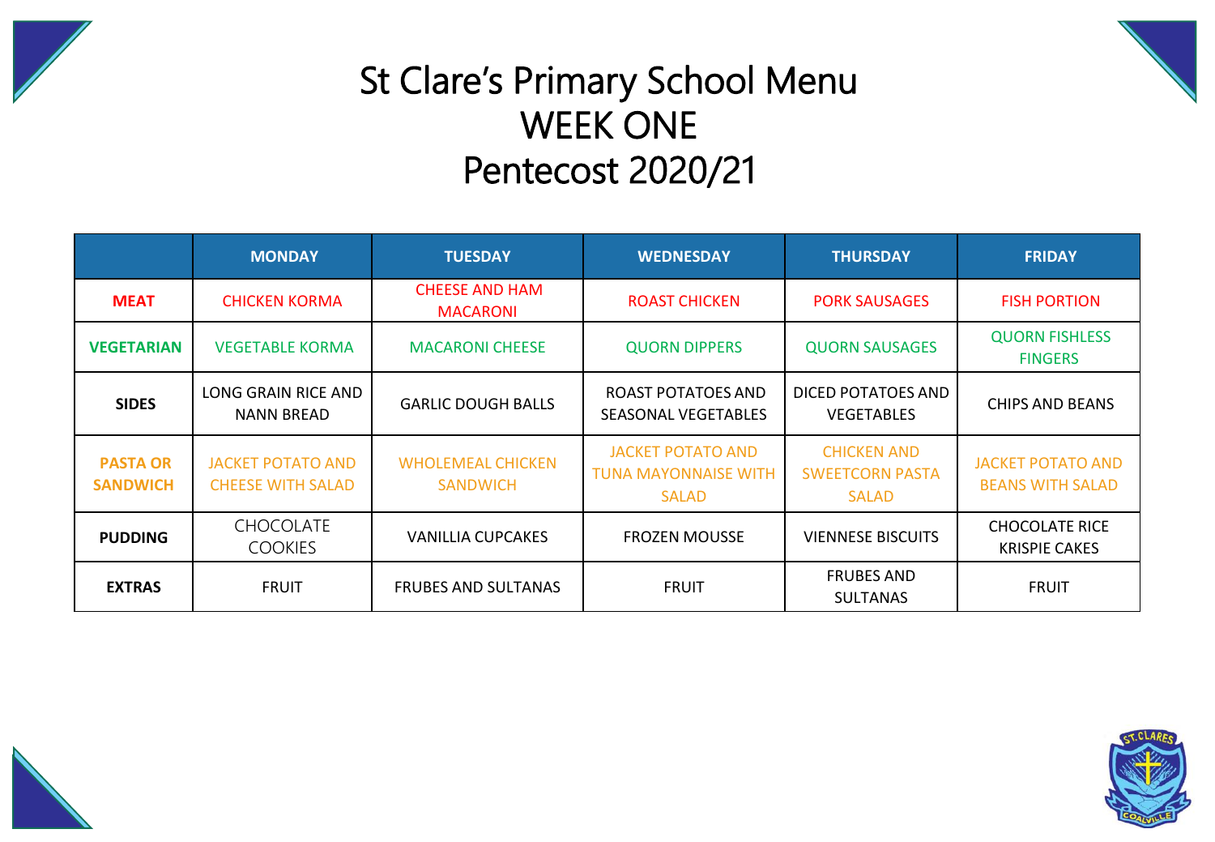# St Clare's Primary School Menu
# WEEK ONE
# Pentecost 2020/21

| | MONDAY | TUESDAY | WEDNESDAY | THURSDAY | FRIDAY |
|---|---|---|---|---|---|
| **MEAT** | CHICKEN KORMA | CHEESE AND HAM MACARONI | ROAST CHICKEN | PORK SAUSAGES | FISH PORTION |
| **VEGETARIAN** | VEGETABLE KORMA | MACARONI CHEESE | QUORN DIPPERS | QUORN SAUSAGES | QUORN FISHLESS FINGERS |
| **SIDES** | LONG GRAIN RICE AND NANN BREAD | GARLIC DOUGH BALLS | ROAST POTATOES AND SEASONAL VEGETABLES | DICED POTATOES AND VEGETABLES | CHIPS AND BEANS |
| **PASTA OR SANDWICH** | JACKET POTATO AND CHEESE WITH SALAD | WHOLEMEAL CHICKEN SANDWICH | JACKET POTATO AND TUNA MAYONNAISE WITH SALAD | CHICKEN AND SWEETCORN PASTA SALAD | JACKET POTATO AND BEANS WITH SALAD |
| **PUDDING** | CHOCOLATE COOKIES | VANILLIA CUPCAKES | FROZEN MOUSSE | VIENNESE BISCUITS | CHOCOLATE RICE KRISPIE CAKES |
| **EXTRAS** | FRUIT | FRUBES AND SULTANAS | FRUIT | FRUBES AND SULTANAS | FRUIT |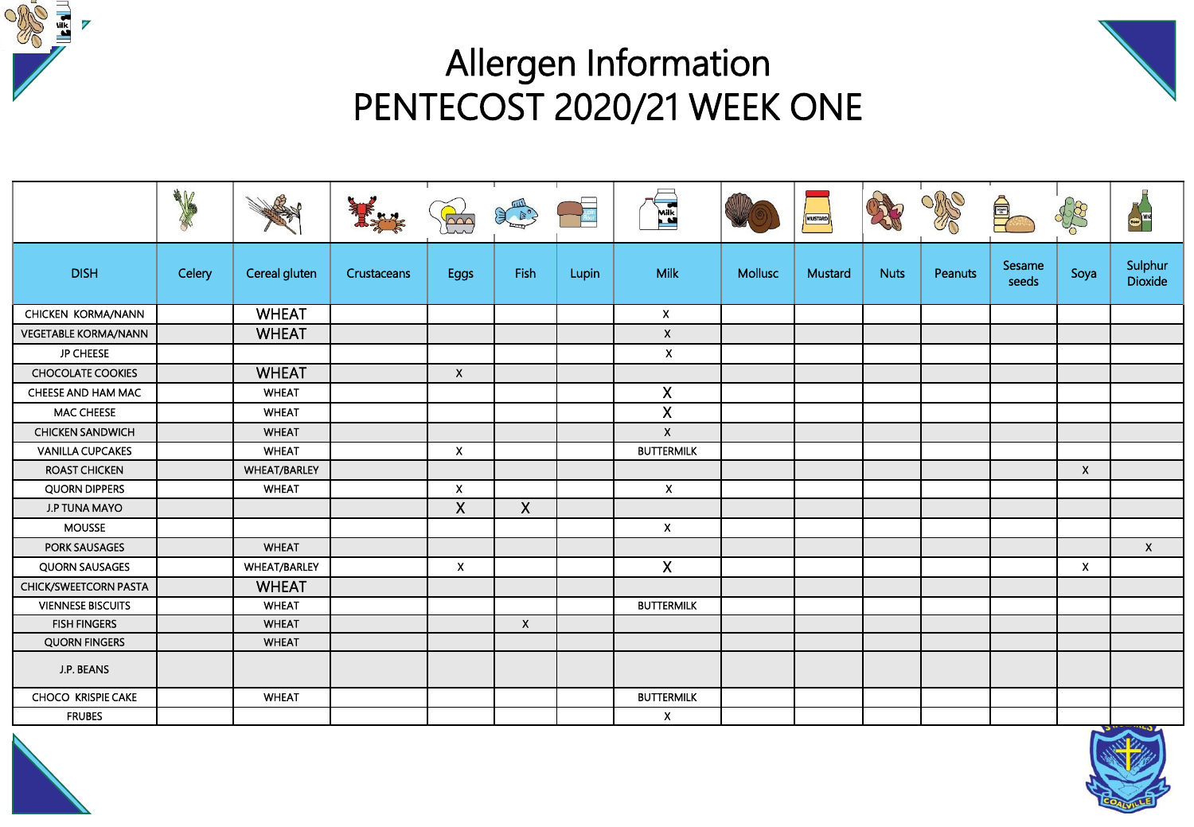# Allergen Information
# PENTECOST 2020/21 WEEK ONE

| DISH | Celery | Cereal gluten | Crustaceans | Eggs | Fish | Lupin | Milk | Mollusc | Mustard | Nuts | Peanuts | Sesame seeds | Soya | Sulphur Dioxide |
|---|---|---|---|---|---|---|---|---|---|---|---|---|---|---|
| CHICKEN KORMA/NANN | | WHEAT | | | | | X | | | | | | | |
| VEGETABLE KORMA/NANN | | WHEAT | | | | | X | | | | | | | |
| JP CHEESE | | | | | | | X | | | | | | | |
| CHOCOLATE COOKIES | | WHEAT | | X | | | | | | | | | | |
| CHEESE AND HAM MAC | | WHEAT | | | | | X | | | | | | | |
| MAC CHEESE | | WHEAT | | | | | X | | | | | | | |
| CHICKEN SANDWICH | | WHEAT | | | | | X | | | | | | | |
| VANILLA CUPCAKES | | WHEAT | | X | | | BUTTERMILK | | | | | | | |
| ROAST CHICKEN | | WHEAT/BARLEY | | | | | | | | | | | X | |
| QUORN DIPPERS | | WHEAT | | X | | | X | | | | | | | |
| J.P TUNA MAYO | | | | X | X | | | | | | | | | |
| MOUSSE | | | | | | | X | | | | | | | |
| PORK SAUSAGES | | WHEAT | | | | | | | | | | | | X |
| QUORN SAUSAGES | | WHEAT/BARLEY | | X | | | X | | | | | | X | |
| CHICK/SWEETCORN PASTA | | WHEAT | | | | | | | | | | | | |
| VIENNESE BISCUITS | | WHEAT | | | | | BUTTERMILK | | | | | | | |
| FISH FINGERS | | WHEAT | | | X | | | | | | | | | |
| QUORN FINGERS | | WHEAT | | | | | | | | | | | | |
| J.P. BEANS | | | | | | | | | | | | | | |
| CHOCO KRISPIE CAKE | | WHEAT | | | | | BUTTERMILK | | | | | | | |
| FRUBES | | | | | | | X | | | | | | | |